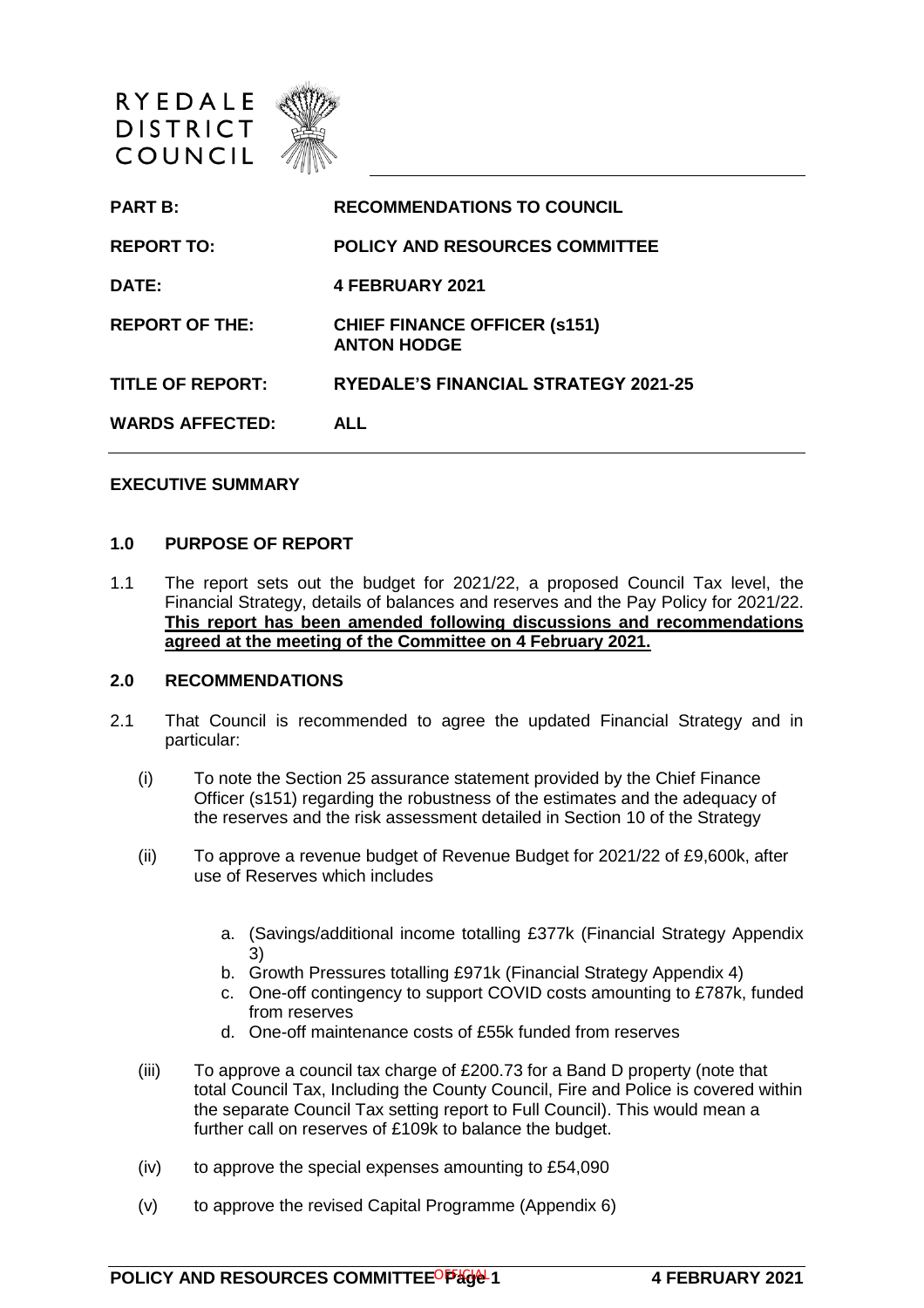RYEDALE DISTRICT COUNCIL

| | |
|---|---|
| **PART B:** | **RECOMMENDATIONS TO COUNCIL** |
| **REPORT TO:** | **POLICY AND RESOURCES COMMITTEE** |
| **DATE:** | **4 FEBRUARY 2021** |
| **REPORT OF THE:** | **CHIEF FINANCE OFFICER (s151) ANTON HODGE** |
| **TITLE OF REPORT:** | **RYEDALE'S FINANCIAL STRATEGY 2021-25** |
| **WARDS AFFECTED:** | **ALL** |

**EXECUTIVE SUMMARY**

## 1.0 PURPOSE OF REPORT

1.1 The report sets out the budget for 2021/22, a proposed Council Tax level, the Financial Strategy, details of balances and reserves and the Pay Policy for 2021/22. **This report has been amended following discussions and recommendations agreed at the meeting of the Committee on 4 February 2021.**

## 2.0 RECOMMENDATIONS

2.1 That Council is recommended to agree the updated Financial Strategy and in particular:

(i) To note the Section 25 assurance statement provided by the Chief Finance Officer (s151) regarding the robustness of the estimates and the adequacy of the reserves and the risk assessment detailed in Section 10 of the Strategy

(ii) To approve a revenue budget of Revenue Budget for 2021/22 of £9,600k, after use of Reserves which includes

a. (Savings/additional income totalling £377k (Financial Strategy Appendix 3)
b. Growth Pressures totalling £971k (Financial Strategy Appendix 4)
c. One-off contingency to support COVID costs amounting to £787k, funded from reserves
d. One-off maintenance costs of £55k funded from reserves

(iii) To approve a council tax charge of £200.73 for a Band D property (note that total Council Tax, Including the County Council, Fire and Police is covered within the separate Council Tax setting report to Full Council). This would mean a further call on reserves of £109k to balance the budget.

(iv) to approve the special expenses amounting to £54,090

(v) to approve the revised Capital Programme (Appendix 6)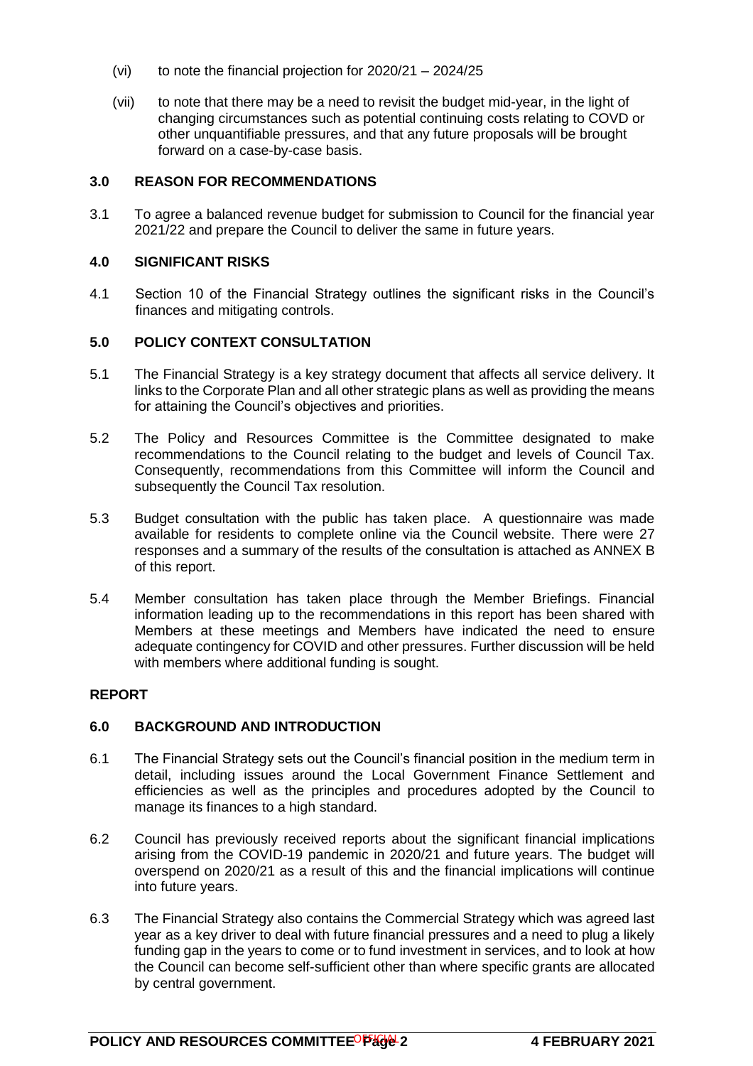(vi) to note the financial projection for 2020/21 – 2024/25

(vii) to note that there may be a need to revisit the budget mid-year, in the light of changing circumstances such as potential continuing costs relating to COVD or other unquantifiable pressures, and that any future proposals will be brought forward on a case-by-case basis.

## 3.0 REASON FOR RECOMMENDATIONS

3.1 To agree a balanced revenue budget for submission to Council for the financial year 2021/22 and prepare the Council to deliver the same in future years.

## 4.0 SIGNIFICANT RISKS

4.1 Section 10 of the Financial Strategy outlines the significant risks in the Council's finances and mitigating controls.

## 5.0 POLICY CONTEXT CONSULTATION

5.1 The Financial Strategy is a key strategy document that affects all service delivery. It links to the Corporate Plan and all other strategic plans as well as providing the means for attaining the Council's objectives and priorities.

5.2 The Policy and Resources Committee is the Committee designated to make recommendations to the Council relating to the budget and levels of Council Tax. Consequently, recommendations from this Committee will inform the Council and subsequently the Council Tax resolution.

5.3 Budget consultation with the public has taken place. A questionnaire was made available for residents to complete online via the Council website. There were 27 responses and a summary of the results of the consultation is attached as ANNEX B of this report.

5.4 Member consultation has taken place through the Member Briefings. Financial information leading up to the recommendations in this report has been shared with Members at these meetings and Members have indicated the need to ensure adequate contingency for COVID and other pressures. Further discussion will be held with members where additional funding is sought.

# REPORT

## 6.0 BACKGROUND AND INTRODUCTION

6.1 The Financial Strategy sets out the Council's financial position in the medium term in detail, including issues around the Local Government Finance Settlement and efficiencies as well as the principles and procedures adopted by the Council to manage its finances to a high standard.

6.2 Council has previously received reports about the significant financial implications arising from the COVID-19 pandemic in 2020/21 and future years. The budget will overspend on 2020/21 as a result of this and the financial implications will continue into future years.

6.3 The Financial Strategy also contains the Commercial Strategy which was agreed last year as a key driver to deal with future financial pressures and a need to plug a likely funding gap in the years to come or to fund investment in services, and to look at how the Council can become self-sufficient other than where specific grants are allocated by central government.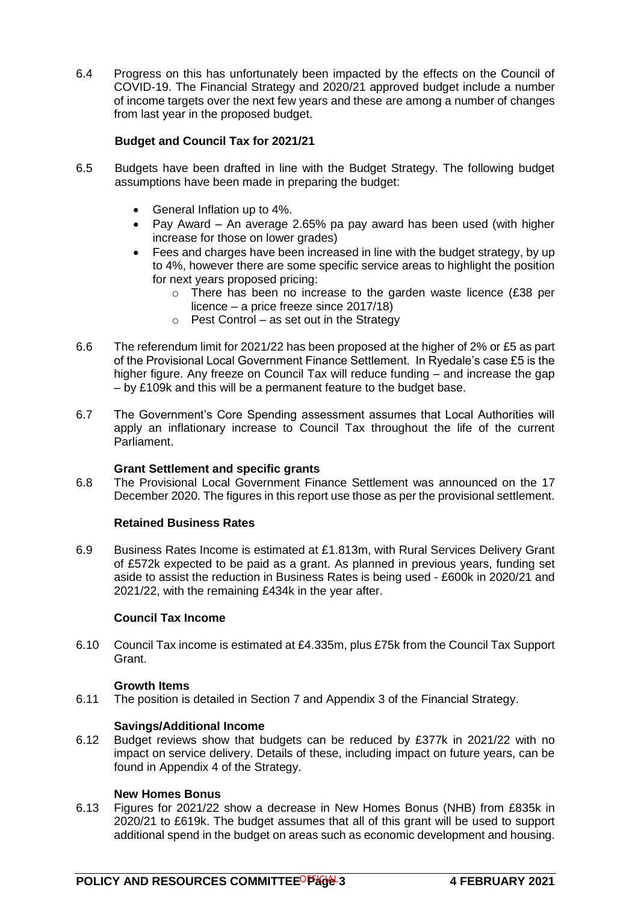6.4 Progress on this has unfortunately been impacted by the effects on the Council of COVID-19. The Financial Strategy and 2020/21 approved budget include a number of income targets over the next few years and these are among a number of changes from last year in the proposed budget.

**Budget and Council Tax for 2021/21**

6.5 Budgets have been drafted in line with the Budget Strategy. The following budget assumptions have been made in preparing the budget:

- General Inflation up to 4%.
- Pay Award – An average 2.65% pa pay award has been used (with higher increase for those on lower grades)
- Fees and charges have been increased in line with the budget strategy, by up to 4%, however there are some specific service areas to highlight the position for next years proposed pricing:
  - There has been no increase to the garden waste licence (£38 per licence – a price freeze since 2017/18)
  - Pest Control – as set out in the Strategy

6.6 The referendum limit for 2021/22 has been proposed at the higher of 2% or £5 as part of the Provisional Local Government Finance Settlement. In Ryedale's case £5 is the higher figure. Any freeze on Council Tax will reduce funding – and increase the gap – by £109k and this will be a permanent feature to the budget base.

6.7 The Government's Core Spending assessment assumes that Local Authorities will apply an inflationary increase to Council Tax throughout the life of the current Parliament.

**Grant Settlement and specific grants**

6.8 The Provisional Local Government Finance Settlement was announced on the 17 December 2020. The figures in this report use those as per the provisional settlement.

**Retained Business Rates**

6.9 Business Rates Income is estimated at £1.813m, with Rural Services Delivery Grant of £572k expected to be paid as a grant. As planned in previous years, funding set aside to assist the reduction in Business Rates is being used - £600k in 2020/21 and 2021/22, with the remaining £434k in the year after.

**Council Tax Income**

6.10 Council Tax income is estimated at £4.335m, plus £75k from the Council Tax Support Grant.

**Growth Items**

6.11 The position is detailed in Section 7 and Appendix 3 of the Financial Strategy.

**Savings/Additional Income**

6.12 Budget reviews show that budgets can be reduced by £377k in 2021/22 with no impact on service delivery. Details of these, including impact on future years, can be found in Appendix 4 of the Strategy.

**New Homes Bonus**

6.13 Figures for 2021/22 show a decrease in New Homes Bonus (NHB) from £835k in 2020/21 to £619k. The budget assumes that all of this grant will be used to support additional spend in the budget on areas such as economic development and housing.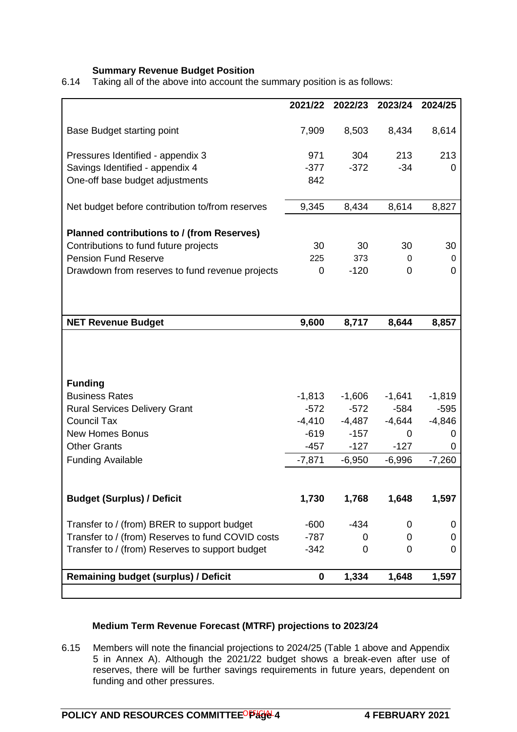### Summary Revenue Budget Position

6.14 Taking all of the above into account the summary position is as follows:

| | 2021/22 | 2022/23 | 2023/24 | 2024/25 |
|---|---|---|---|---|
| Base Budget starting point | 7,909 | 8,503 | 8,434 | 8,614 |
| Pressures Identified - appendix 3 | 971 | 304 | 213 | 213 |
| Savings Identified - appendix 4 | -377 | -372 | -34 | 0 |
| One-off base budget adjustments | 842 | | | |
| Net budget before contribution to/from reserves | 9,345 | 8,434 | 8,614 | 8,827 |
| **Planned contributions to / (from Reserves)** | | | | |
| Contributions to fund future projects | 30 | 30 | 30 | 30 |
| Pension Fund Reserve | 225 | 373 | 0 | 0 |
| Drawdown from reserves to fund revenue projects | 0 | -120 | 0 | 0 |
| **NET Revenue Budget** | **9,600** | **8,717** | **8,644** | **8,857** |
| **Funding** | | | | |
| Business Rates | -1,813 | -1,606 | -1,641 | -1,819 |
| Rural Services Delivery Grant | -572 | -572 | -584 | -595 |
| Council Tax | -4,410 | -4,487 | -4,644 | -4,846 |
| New Homes Bonus | -619 | -157 | 0 | 0 |
| Other Grants | -457 | -127 | -127 | 0 |
| Funding Available | -7,871 | -6,950 | -6,996 | -7,260 |
| **Budget (Surplus) / Deficit** | **1,730** | **1,768** | **1,648** | **1,597** |
| Transfer to / (from) BRER to support budget | -600 | -434 | 0 | 0 |
| Transfer to / (from) Reserves to fund COVID costs | -787 | 0 | 0 | 0 |
| Transfer to / (from) Reserves to support budget | -342 | 0 | 0 | 0 |
| **Remaining budget (surplus) / Deficit** | **0** | **1,334** | **1,648** | **1,597** |

### Medium Term Revenue Forecast (MTRF) projections to 2023/24

6.15 Members will note the financial projections to 2024/25 (Table 1 above and Appendix 5 in Annex A). Although the 2021/22 budget shows a break-even after use of reserves, there will be further savings requirements in future years, dependent on funding and other pressures.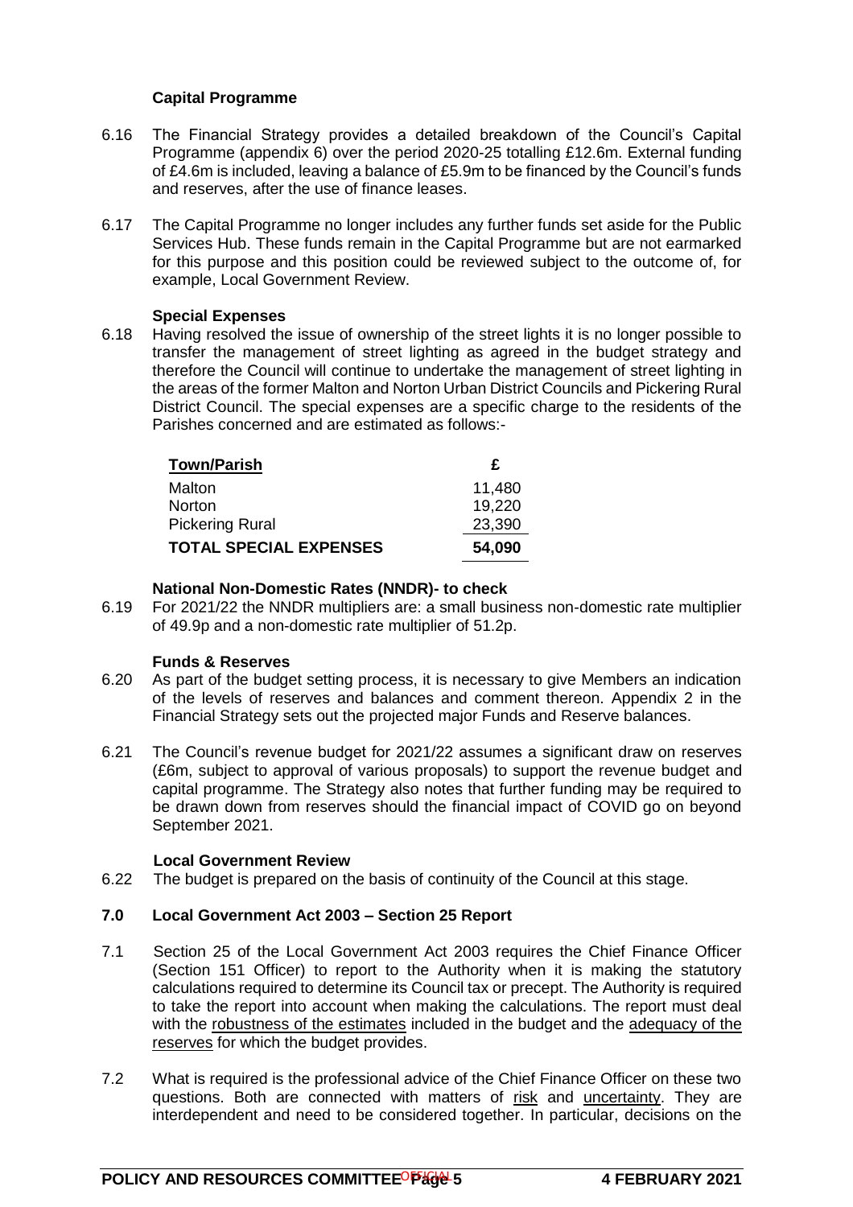### Capital Programme

6.16 The Financial Strategy provides a detailed breakdown of the Council's Capital Programme (appendix 6) over the period 2020-25 totalling £12.6m. External funding of £4.6m is included, leaving a balance of £5.9m to be financed by the Council's funds and reserves, after the use of finance leases.

6.17 The Capital Programme no longer includes any further funds set aside for the Public Services Hub. These funds remain in the Capital Programme but are not earmarked for this purpose and this position could be reviewed subject to the outcome of, for example, Local Government Review.

### Special Expenses

6.18 Having resolved the issue of ownership of the street lights it is no longer possible to transfer the management of street lighting as agreed in the budget strategy and therefore the Council will continue to undertake the management of street lighting in the areas of the former Malton and Norton Urban District Councils and Pickering Rural District Council. The special expenses are a specific charge to the residents of the Parishes concerned and are estimated as follows:-

| Town/Parish | £ |
|---|---|
| Malton | 11,480 |
| Norton | 19,220 |
| Pickering Rural | 23,390 |
| **TOTAL SPECIAL EXPENSES** | **54,090** |

### National Non-Domestic Rates (NNDR)- to check

6.19 For 2021/22 the NNDR multipliers are: a small business non-domestic rate multiplier of 49.9p and a non-domestic rate multiplier of 51.2p.

### Funds & Reserves

6.20 As part of the budget setting process, it is necessary to give Members an indication of the levels of reserves and balances and comment thereon. Appendix 2 in the Financial Strategy sets out the projected major Funds and Reserve balances.

6.21 The Council's revenue budget for 2021/22 assumes a significant draw on reserves (£6m, subject to approval of various proposals) to support the revenue budget and capital programme. The Strategy also notes that further funding may be required to be drawn down from reserves should the financial impact of COVID go on beyond September 2021.

### Local Government Review

6.22 The budget is prepared on the basis of continuity of the Council at this stage.

## 7.0 Local Government Act 2003 – Section 25 Report

7.1 Section 25 of the Local Government Act 2003 requires the Chief Finance Officer (Section 151 Officer) to report to the Authority when it is making the statutory calculations required to determine its Council tax or precept. The Authority is required to take the report into account when making the calculations. The report must deal with the robustness of the estimates included in the budget and the adequacy of the reserves for which the budget provides.

7.2 What is required is the professional advice of the Chief Finance Officer on these two questions. Both are connected with matters of risk and uncertainty. They are interdependent and need to be considered together. In particular, decisions on the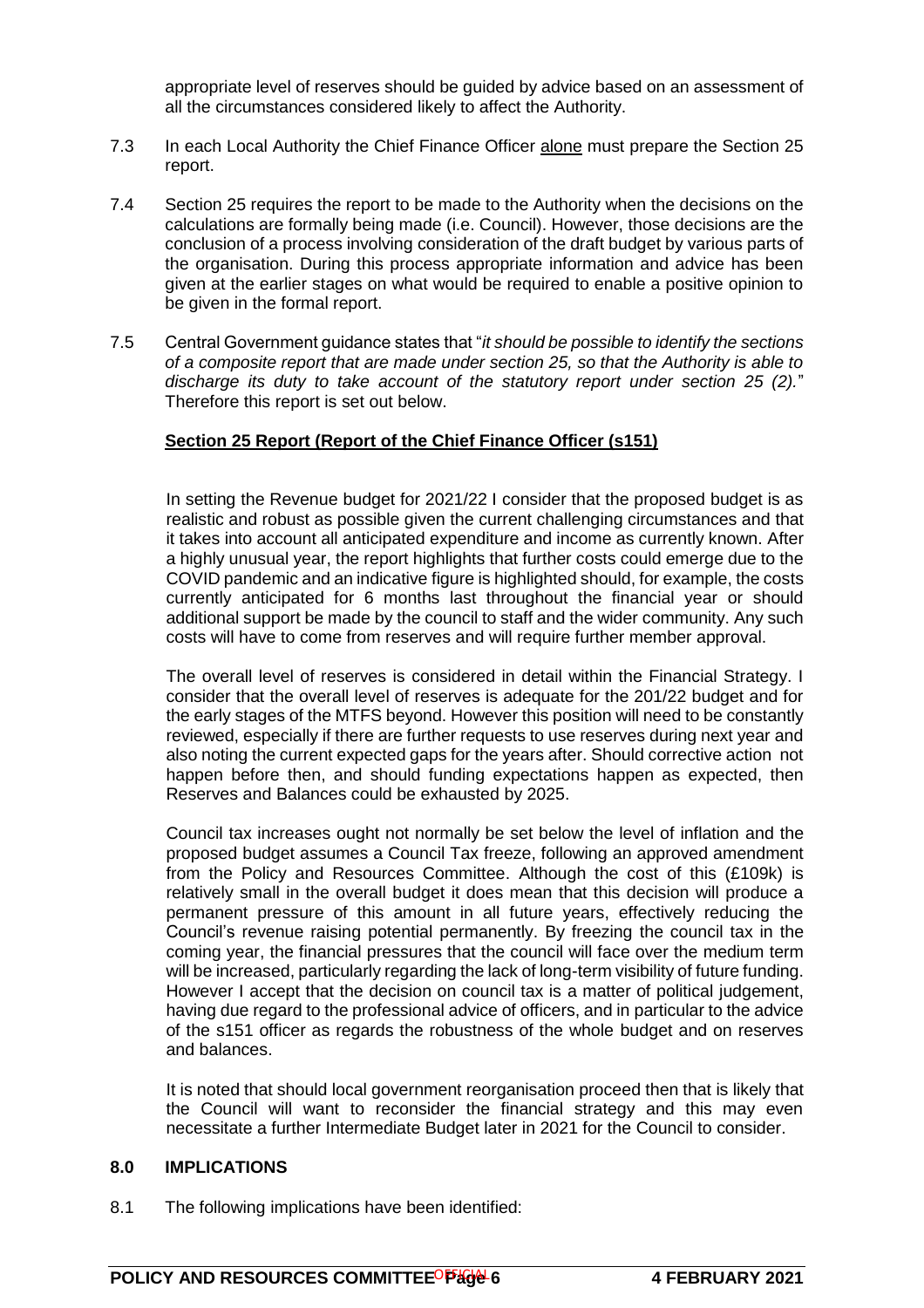appropriate level of reserves should be guided by advice based on an assessment of all the circumstances considered likely to affect the Authority.

7.3 In each Local Authority the Chief Finance Officer alone must prepare the Section 25 report.

7.4 Section 25 requires the report to be made to the Authority when the decisions on the calculations are formally being made (i.e. Council). However, those decisions are the conclusion of a process involving consideration of the draft budget by various parts of the organisation. During this process appropriate information and advice has been given at the earlier stages on what would be required to enable a positive opinion to be given in the formal report.

7.5 Central Government guidance states that "*it should be possible to identify the sections of a composite report that are made under section 25, so that the Authority is able to discharge its duty to take account of the statutory report under section 25 (2).*" Therefore this report is set out below.

**Section 25 Report (Report of the Chief Finance Officer (s151)**

In setting the Revenue budget for 2021/22 I consider that the proposed budget is as realistic and robust as possible given the current challenging circumstances and that it takes into account all anticipated expenditure and income as currently known. After a highly unusual year, the report highlights that further costs could emerge due to the COVID pandemic and an indicative figure is highlighted should, for example, the costs currently anticipated for 6 months last throughout the financial year or should additional support be made by the council to staff and the wider community. Any such costs will have to come from reserves and will require further member approval.

The overall level of reserves is considered in detail within the Financial Strategy. I consider that the overall level of reserves is adequate for the 201/22 budget and for the early stages of the MTFS beyond. However this position will need to be constantly reviewed, especially if there are further requests to use reserves during next year and also noting the current expected gaps for the years after. Should corrective action not happen before then, and should funding expectations happen as expected, then Reserves and Balances could be exhausted by 2025.

Council tax increases ought not normally be set below the level of inflation and the proposed budget assumes a Council Tax freeze, following an approved amendment from the Policy and Resources Committee. Although the cost of this (£109k) is relatively small in the overall budget it does mean that this decision will produce a permanent pressure of this amount in all future years, effectively reducing the Council's revenue raising potential permanently. By freezing the council tax in the coming year, the financial pressures that the council will face over the medium term will be increased, particularly regarding the lack of long-term visibility of future funding. However I accept that the decision on council tax is a matter of political judgement, having due regard to the professional advice of officers, and in particular to the advice of the s151 officer as regards the robustness of the whole budget and on reserves and balances.

It is noted that should local government reorganisation proceed then that is likely that the Council will want to reconsider the financial strategy and this may even necessitate a further Intermediate Budget later in 2021 for the Council to consider.

## 8.0 IMPLICATIONS

8.1 The following implications have been identified: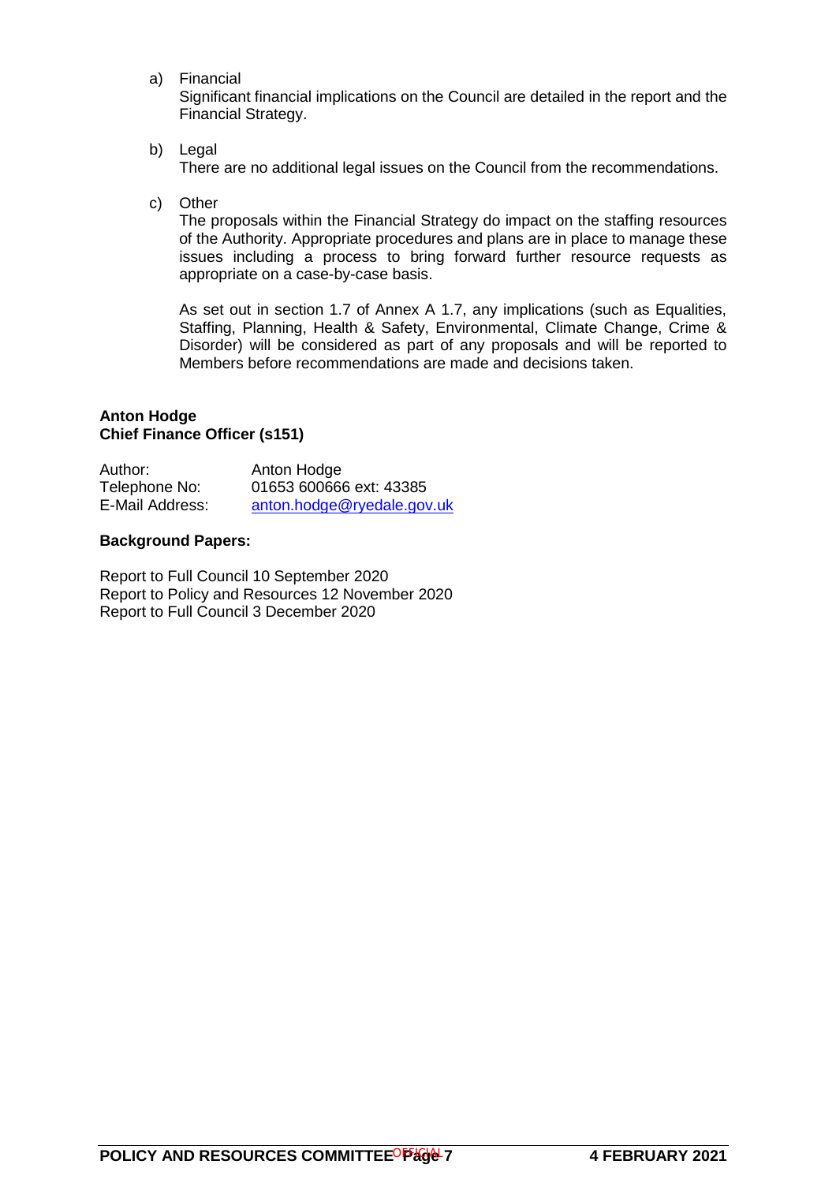a) Financial
   Significant financial implications on the Council are detailed in the report and the Financial Strategy.

b) Legal
   There are no additional legal issues on the Council from the recommendations.

c) Other
   The proposals within the Financial Strategy do impact on the staffing resources of the Authority. Appropriate procedures and plans are in place to manage these issues including a process to bring forward further resource requests as appropriate on a case-by-case basis.

   As set out in section 1.7 of Annex A 1.7, any implications (such as Equalities, Staffing, Planning, Health & Safety, Environmental, Climate Change, Crime & Disorder) will be considered as part of any proposals and will be reported to Members before recommendations are made and decisions taken.

**Anton Hodge**
**Chief Finance Officer (s151)**

| | |
|---|---|
| Author: | Anton Hodge |
| Telephone No: | 01653 600666 ext: 43385 |
| E-Mail Address: | anton.hodge@ryedale.gov.uk |

**Background Papers:**

Report to Full Council 10 September 2020
Report to Policy and Resources 12 November 2020
Report to Full Council 3 December 2020